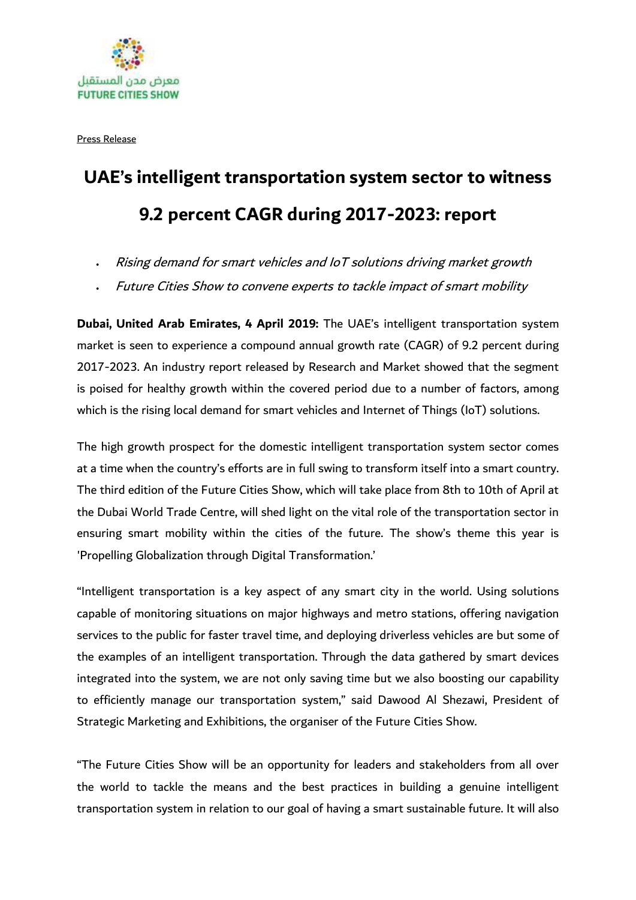معرض مدن المستقبل
FUTURE CITIES SHOW

Press Release

# UAE's intelligent transportation system sector to witness 9.2 percent CAGR during 2017-2023: report

- *Rising demand for smart vehicles and IoT solutions driving market growth*
- *Future Cities Show to convene experts to tackle impact of smart mobility*

**Dubai, United Arab Emirates, 4 April 2019:** The UAE's intelligent transportation system market is seen to experience a compound annual growth rate (CAGR) of 9.2 percent during 2017-2023. An industry report released by Research and Market showed that the segment is poised for healthy growth within the covered period due to a number of factors, among which is the rising local demand for smart vehicles and Internet of Things (IoT) solutions.

The high growth prospect for the domestic intelligent transportation system sector comes at a time when the country's efforts are in full swing to transform itself into a smart country. The third edition of the Future Cities Show, which will take place from 8th to 10th of April at the Dubai World Trade Centre, will shed light on the vital role of the transportation sector in ensuring smart mobility within the cities of the future. The show's theme this year is 'Propelling Globalization through Digital Transformation.'

"Intelligent transportation is a key aspect of any smart city in the world. Using solutions capable of monitoring situations on major highways and metro stations, offering navigation services to the public for faster travel time, and deploying driverless vehicles are but some of the examples of an intelligent transportation. Through the data gathered by smart devices integrated into the system, we are not only saving time but we also boosting our capability to efficiently manage our transportation system," said Dawood Al Shezawi, President of Strategic Marketing and Exhibitions, the organiser of the Future Cities Show.

"The Future Cities Show will be an opportunity for leaders and stakeholders from all over the world to tackle the means and the best practices in building a genuine intelligent transportation system in relation to our goal of having a smart sustainable future. It will also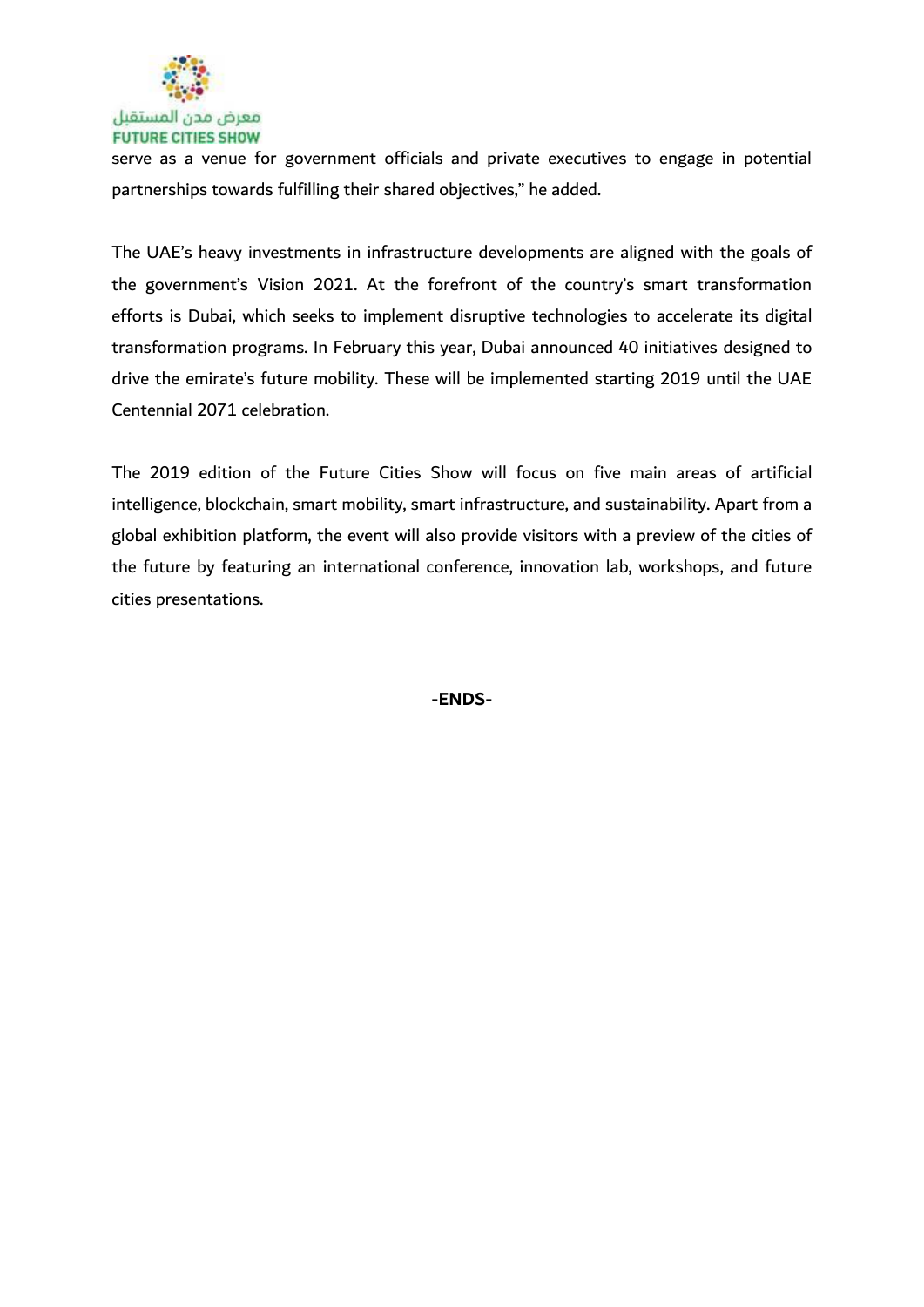serve as a venue for government officials and private executives to engage in potential partnerships towards fulfilling their shared objectives," he added.

The UAE's heavy investments in infrastructure developments are aligned with the goals of the government's Vision 2021. At the forefront of the country's smart transformation efforts is Dubai, which seeks to implement disruptive technologies to accelerate its digital transformation programs. In February this year, Dubai announced 40 initiatives designed to drive the emirate's future mobility. These will be implemented starting 2019 until the UAE Centennial 2071 celebration.

The 2019 edition of the Future Cities Show will focus on five main areas of artificial intelligence, blockchain, smart mobility, smart infrastructure, and sustainability. Apart from a global exhibition platform, the event will also provide visitors with a preview of the cities of the future by featuring an international conference, innovation lab, workshops, and future cities presentations.

-**ENDS**-